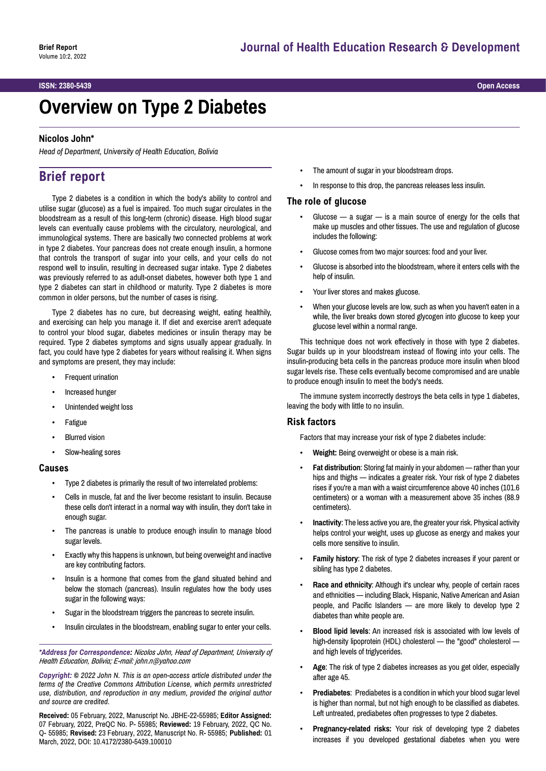Brief Report

Journal of Health Education Research & Development

ISSN: 2380-5439 Open Access

# Overview on Type 2 Diabetes

**Nicolos John***

*Head of Department, University of Health Education, Bolivia*

## Brief report

Type 2 diabetes is a condition in which the body's ability to control and utilise sugar (glucose) as a fuel is impaired. Too much sugar circulates in the bloodstream as a result of this long-term (chronic) disease. High blood sugar levels can eventually cause problems with the circulatory, neurological, and immunological systems. There are basically two connected problems at work in type 2 diabetes. Your pancreas does not create enough insulin, a hormone that controls the transport of sugar into your cells, and your cells do not respond well to insulin, resulting in decreased sugar intake. Type 2 diabetes was previously referred to as adult-onset diabetes, however both type 1 and type 2 diabetes can start in childhood or maturity. Type 2 diabetes is more common in older persons, but the number of cases is rising.

Type 2 diabetes has no cure, but decreasing weight, eating healthily, and exercising can help you manage it. If diet and exercise aren't adequate to control your blood sugar, diabetes medicines or insulin therapy may be required. Type 2 diabetes symptoms and signs usually appear gradually. In fact, you could have type 2 diabetes for years without realising it. When signs and symptoms are present, they may include:

- Frequent urination
- Increased hunger
- Unintended weight loss
- Fatigue
- Blurred vision
- Slow-healing sores

### Causes

- Type 2 diabetes is primarily the result of two interrelated problems:
- Cells in muscle, fat and the liver become resistant to insulin. Because these cells don't interact in a normal way with insulin, they don't take in enough sugar.
- The pancreas is unable to produce enough insulin to manage blood sugar levels.
- Exactly why this happens is unknown, but being overweight and inactive are key contributing factors.
- Insulin is a hormone that comes from the gland situated behind and below the stomach (pancreas). Insulin regulates how the body uses sugar in the following ways:
- Sugar in the bloodstream triggers the pancreas to secrete insulin.
- Insulin circulates in the bloodstream, enabling sugar to enter your cells.
- The amount of sugar in your bloodstream drops.
- In response to this drop, the pancreas releases less insulin.

### The role of glucose

- Glucose — a sugar — is a main source of energy for the cells that make up muscles and other tissues. The use and regulation of glucose includes the following:
- Glucose comes from two major sources: food and your liver.
- Glucose is absorbed into the bloodstream, where it enters cells with the help of insulin.
- Your liver stores and makes glucose.
- When your glucose levels are low, such as when you haven't eaten in a while, the liver breaks down stored glycogen into glucose to keep your glucose level within a normal range.

This technique does not work effectively in those with type 2 diabetes. Sugar builds up in your bloodstream instead of flowing into your cells. The insulin-producing beta cells in the pancreas produce more insulin when blood sugar levels rise. These cells eventually become compromised and are unable to produce enough insulin to meet the body's needs.

The immune system incorrectly destroys the beta cells in type 1 diabetes, leaving the body with little to no insulin.

### Risk factors

Factors that may increase your risk of type 2 diabetes include:

- **Weight:** Being overweight or obese is a main risk.
- **Fat distribution**: Storing fat mainly in your abdomen — rather than your hips and thighs — indicates a greater risk. Your risk of type 2 diabetes rises if you're a man with a waist circumference above 40 inches (101.6 centimeters) or a woman with a measurement above 35 inches (88.9 centimeters).
- **Inactivity**: The less active you are, the greater your risk. Physical activity helps control your weight, uses up glucose as energy and makes your cells more sensitive to insulin.
- **Family history**: The risk of type 2 diabetes increases if your parent or sibling has type 2 diabetes.
- **Race and ethnicity**: Although it's unclear why, people of certain races and ethnicities — including Black, Hispanic, Native American and Asian people, and Pacific Islanders — are more likely to develop type 2 diabetes than white people are.
- **Blood lipid levels**: An increased risk is associated with low levels of high-density lipoprotein (HDL) cholesterol — the "good" cholesterol — and high levels of triglycerides.
- **Age**: The risk of type 2 diabetes increases as you get older, especially after age 45.
- **Prediabetes**: Prediabetes is a condition in which your blood sugar level is higher than normal, but not high enough to be classified as diabetes. Left untreated, prediabetes often progresses to type 2 diabetes.
- **Pregnancy-related risks:** Your risk of developing type 2 diabetes increases if you developed gestational diabetes when you were

***Address for Correspondence:** Nicolos John, Head of Department, University of Health Education, Bolivia; E-mail: john.n@yahoo.com*

***Copyright:** © 2022 John N. This is an open-access article distributed under the terms of the Creative Commons Attribution License, which permits unrestricted use, distribution, and reproduction in any medium, provided the original author and source are credited.*

**Received:** 05 February, 2022, Manuscript No. JBHE-22-55985; **Editor Assigned:** 07 February, 2022, PreQC No. P- 55985; **Reviewed:** 19 February, 2022, QC No. Q- 55985; **Revised:** 23 February, 2022, Manuscript No. R- 55985; **Published:** 01 March, 2022, DOI: 10.4172/2380-5439.100010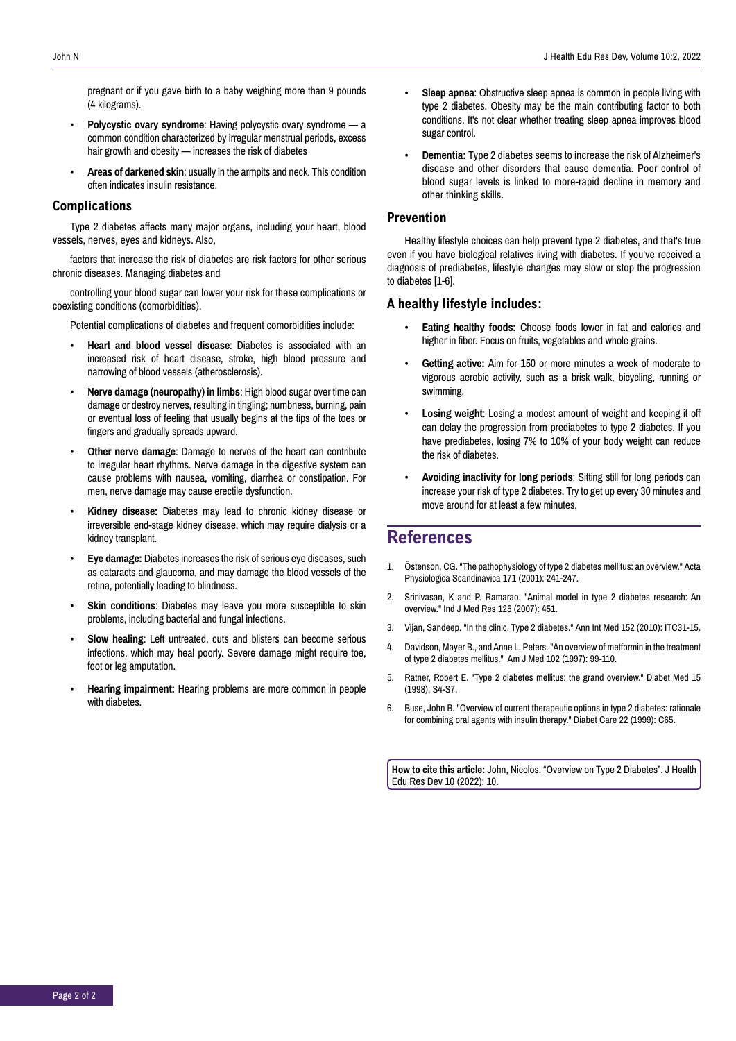pregnant or if you gave birth to a baby weighing more than 9 pounds (4 kilograms).

- **Polycystic ovary syndrome**: Having polycystic ovary syndrome — a common condition characterized by irregular menstrual periods, excess hair growth and obesity — increases the risk of diabetes
- **Areas of darkened skin**: usually in the armpits and neck. This condition often indicates insulin resistance.

## Complications

Type 2 diabetes affects many major organs, including your heart, blood vessels, nerves, eyes and kidneys. Also,

factors that increase the risk of diabetes are risk factors for other serious chronic diseases. Managing diabetes and

controlling your blood sugar can lower your risk for these complications or coexisting conditions (comorbidities).

Potential complications of diabetes and frequent comorbidities include:

- **Heart and blood vessel disease**: Diabetes is associated with an increased risk of heart disease, stroke, high blood pressure and narrowing of blood vessels (atherosclerosis).
- **Nerve damage (neuropathy) in limbs**: High blood sugar over time can damage or destroy nerves, resulting in tingling; numbness, burning, pain or eventual loss of feeling that usually begins at the tips of the toes or fingers and gradually spreads upward.
- **Other nerve damage**: Damage to nerves of the heart can contribute to irregular heart rhythms. Nerve damage in the digestive system can cause problems with nausea, vomiting, diarrhea or constipation. For men, nerve damage may cause erectile dysfunction.
- **Kidney disease:** Diabetes may lead to chronic kidney disease or irreversible end-stage kidney disease, which may require dialysis or a kidney transplant.
- **Eye damage:** Diabetes increases the risk of serious eye diseases, such as cataracts and glaucoma, and may damage the blood vessels of the retina, potentially leading to blindness.
- **Skin conditions**: Diabetes may leave you more susceptible to skin problems, including bacterial and fungal infections.
- **Slow healing**: Left untreated, cuts and blisters can become serious infections, which may heal poorly. Severe damage might require toe, foot or leg amputation.
- **Hearing impairment:** Hearing problems are more common in people with diabetes.
- **Sleep apnea**: Obstructive sleep apnea is common in people living with type 2 diabetes. Obesity may be the main contributing factor to both conditions. It's not clear whether treating sleep apnea improves blood sugar control.
- **Dementia:** Type 2 diabetes seems to increase the risk of Alzheimer's disease and other disorders that cause dementia. Poor control of blood sugar levels is linked to more-rapid decline in memory and other thinking skills.

## Prevention

Healthy lifestyle choices can help prevent type 2 diabetes, and that's true even if you have biological relatives living with diabetes. If you've received a diagnosis of prediabetes, lifestyle changes may slow or stop the progression to diabetes [1-6].

### A healthy lifestyle includes:

- **Eating healthy foods:** Choose foods lower in fat and calories and higher in fiber. Focus on fruits, vegetables and whole grains.
- **Getting active:** Aim for 150 or more minutes a week of moderate to vigorous aerobic activity, such as a brisk walk, bicycling, running or swimming.
- **Losing weight**: Losing a modest amount of weight and keeping it off can delay the progression from prediabetes to type 2 diabetes. If you have prediabetes, losing 7% to 10% of your body weight can reduce the risk of diabetes.
- **Avoiding inactivity for long periods**: Sitting still for long periods can increase your risk of type 2 diabetes. Try to get up every 30 minutes and move around for at least a few minutes.

## References

1. Östenson, CG. "The pathophysiology of type 2 diabetes mellitus: an overview." Acta Physiologica Scandinavica 171 (2001): 241-247.
2. Srinivasan, K and P. Ramarao. "Animal model in type 2 diabetes research: An overview." Ind J Med Res 125 (2007): 451.
3. Vijan, Sandeep. "In the clinic. Type 2 diabetes." Ann Int Med 152 (2010): ITC31-15.
4. Davidson, Mayer B., and Anne L. Peters. "An overview of metformin in the treatment of type 2 diabetes mellitus." Am J Med 102 (1997): 99-110.
5. Ratner, Robert E. "Type 2 diabetes mellitus: the grand overview." Diabet Med 15 (1998): S4-S7.
6. Buse, John B. "Overview of current therapeutic options in type 2 diabetes: rationale for combining oral agents with insulin therapy." Diabet Care 22 (1999): C65.

**How to cite this article:** John, Nicolos. "Overview on Type 2 Diabetes". J Health Edu Res Dev 10 (2022): 10.